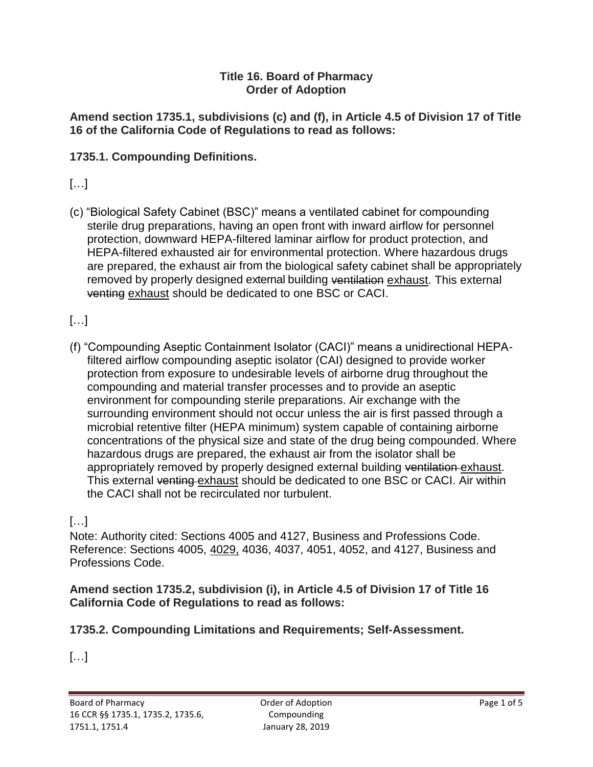**Title 16. Board of Pharmacy**
**Order of Adoption**

**Amend section 1735.1, subdivisions (c) and (f), in Article 4.5 of Division 17 of Title 16 of the California Code of Regulations to read as follows:**

### 1735.1. Compounding Definitions.

[…]

(c) "Biological Safety Cabinet (BSC)" means a ventilated cabinet for compounding sterile drug preparations, having an open front with inward airflow for personnel protection, downward HEPA-filtered laminar airflow for product protection, and HEPA-filtered exhausted air for environmental protection. Where hazardous drugs are prepared, the exhaust air from the biological safety cabinet shall be appropriately removed by properly designed external building ~~ventilation~~ <u>exhaust</u>. This external ~~venting~~ <u>exhaust</u> should be dedicated to one BSC or CACI.

[…]

(f) "Compounding Aseptic Containment Isolator (CACI)" means a unidirectional HEPA-filtered airflow compounding aseptic isolator (CAI) designed to provide worker protection from exposure to undesirable levels of airborne drug throughout the compounding and material transfer processes and to provide an aseptic environment for compounding sterile preparations. Air exchange with the surrounding environment should not occur unless the air is first passed through a microbial retentive filter (HEPA minimum) system capable of containing airborne concentrations of the physical size and state of the drug being compounded. Where hazardous drugs are prepared, the exhaust air from the isolator shall be appropriately removed by properly designed external building ~~ventilation~~ <u>exhaust</u>. This external ~~venting~~ <u>exhaust</u> should be dedicated to one BSC or CACI. Air within the CACI shall not be recirculated nor turbulent.

[…]

Note: Authority cited: Sections 4005 and 4127, Business and Professions Code. Reference: Sections 4005, <u>4029,</u> 4036, 4037, 4051, 4052, and 4127, Business and Professions Code.

**Amend section 1735.2, subdivision (i), in Article 4.5 of Division 17 of Title 16 California Code of Regulations to read as follows:**

### 1735.2. Compounding Limitations and Requirements; Self-Assessment.

[…]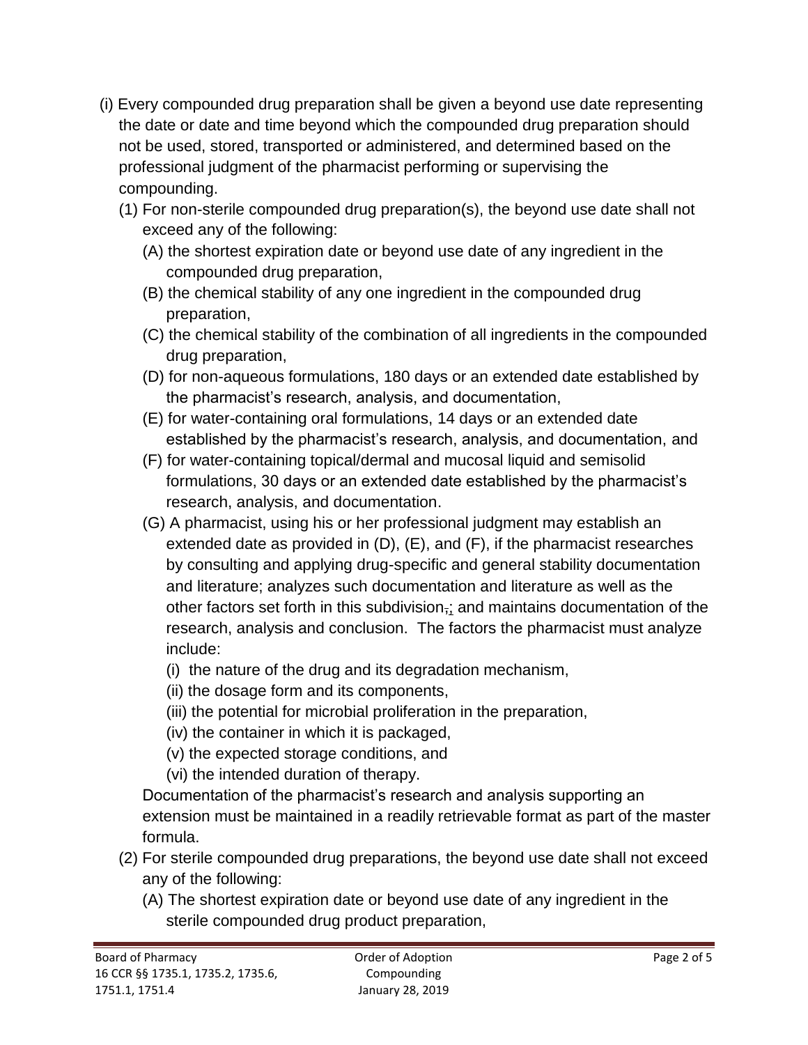(i) Every compounded drug preparation shall be given a beyond use date representing the date or date and time beyond which the compounded drug preparation should not be used, stored, transported or administered, and determined based on the professional judgment of the pharmacist performing or supervising the compounding.

(1) For non-sterile compounded drug preparation(s), the beyond use date shall not exceed any of the following:

(A) the shortest expiration date or beyond use date of any ingredient in the compounded drug preparation,

(B) the chemical stability of any one ingredient in the compounded drug preparation,

(C) the chemical stability of the combination of all ingredients in the compounded drug preparation,

(D) for non-aqueous formulations, 180 days or an extended date established by the pharmacist's research, analysis, and documentation,

(E) for water-containing oral formulations, 14 days or an extended date established by the pharmacist's research, analysis, and documentation, and

(F) for water-containing topical/dermal and mucosal liquid and semisolid formulations, 30 days or an extended date established by the pharmacist's research, analysis, and documentation.

(G) A pharmacist, using his or her professional judgment may establish an extended date as provided in (D), (E), and (F), if the pharmacist researches by consulting and applying drug-specific and general stability documentation and literature; analyzes such documentation and literature as well as the other factors set forth in this subdivision,; and maintains documentation of the research, analysis and conclusion. The factors the pharmacist must analyze include:

(i) the nature of the drug and its degradation mechanism,

(ii) the dosage form and its components,

(iii) the potential for microbial proliferation in the preparation,

(iv) the container in which it is packaged,

(v) the expected storage conditions, and

(vi) the intended duration of therapy.

Documentation of the pharmacist's research and analysis supporting an extension must be maintained in a readily retrievable format as part of the master formula.

(2) For sterile compounded drug preparations, the beyond use date shall not exceed any of the following:

(A) The shortest expiration date or beyond use date of any ingredient in the sterile compounded drug product preparation,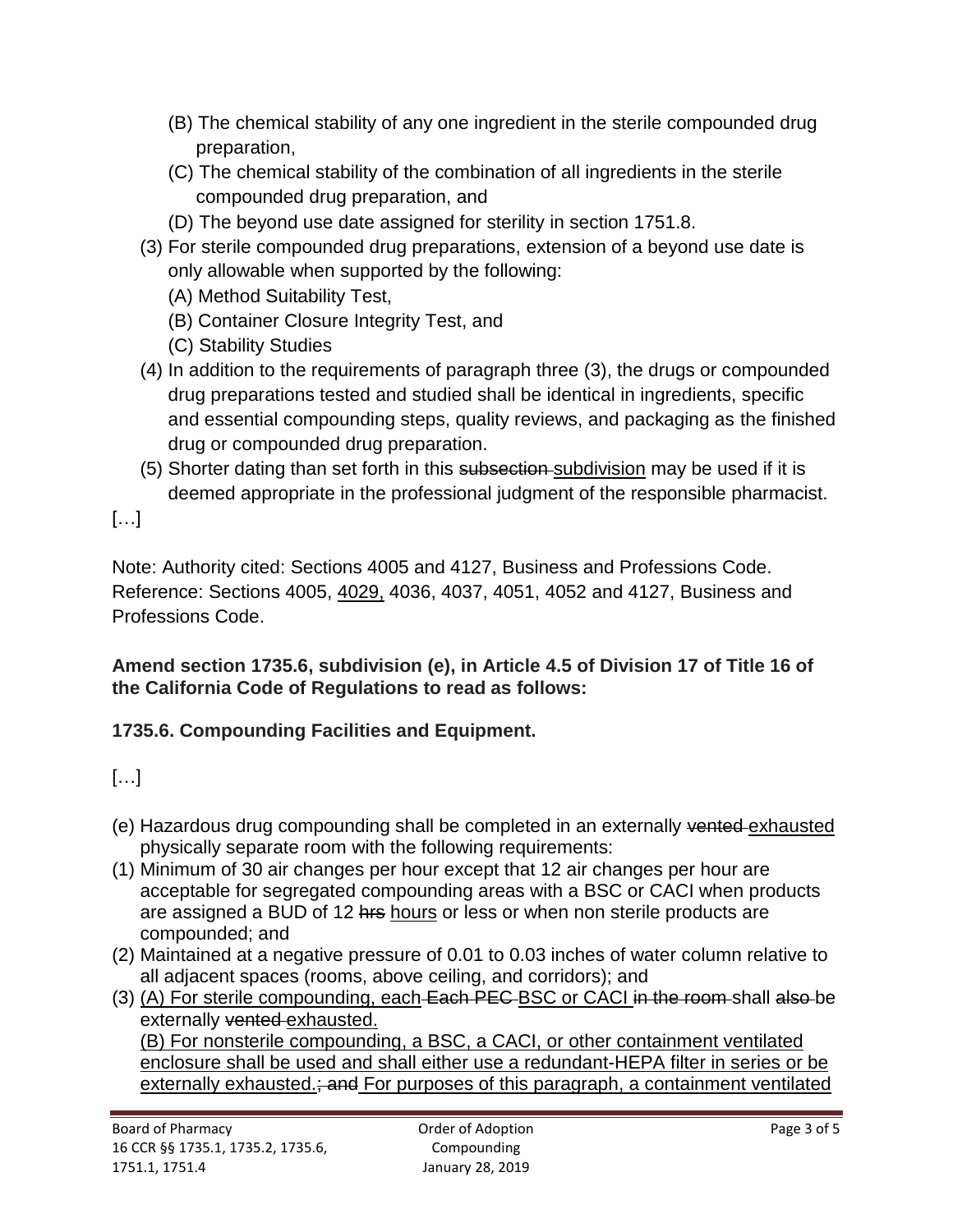(B) The chemical stability of any one ingredient in the sterile compounded drug preparation,

(C) The chemical stability of the combination of all ingredients in the sterile compounded drug preparation, and

(D) The beyond use date assigned for sterility in section 1751.8.

(3) For sterile compounded drug preparations, extension of a beyond use date is only allowable when supported by the following:

(A) Method Suitability Test,

(B) Container Closure Integrity Test, and

(C) Stability Studies

(4) In addition to the requirements of paragraph three (3), the drugs or compounded drug preparations tested and studied shall be identical in ingredients, specific and essential compounding steps, quality reviews, and packaging as the finished drug or compounded drug preparation.

(5) Shorter dating than set forth in this ~~subsection~~ <u>subdivision</u> may be used if it is deemed appropriate in the professional judgment of the responsible pharmacist.

[…]

Note: Authority cited: Sections 4005 and 4127, Business and Professions Code. Reference: Sections 4005, <u>4029,</u> 4036, 4037, 4051, 4052 and 4127, Business and Professions Code.

**Amend section 1735.6, subdivision (e), in Article 4.5 of Division 17 of Title 16 of the California Code of Regulations to read as follows:**

**1735.6. Compounding Facilities and Equipment.**

[…]

(e) Hazardous drug compounding shall be completed in an externally ~~vented~~ <u>exhausted</u> physically separate room with the following requirements:

(1) Minimum of 30 air changes per hour except that 12 air changes per hour are acceptable for segregated compounding areas with a BSC or CACI when products are assigned a BUD of 12 ~~hrs~~ <u>hours</u> or less or when non sterile products are compounded; and

(2) Maintained at a negative pressure of 0.01 to 0.03 inches of water column relative to all adjacent spaces (rooms, above ceiling, and corridors); and

(3) <u>(A) For sterile compounding, each</u> ~~Each PEC~~ <u>BSC or CACI</u> ~~in the room~~ shall ~~also~~ be externally ~~vented~~ <u>exhausted.</u>
<u>(B) For nonsterile compounding, a BSC, a CACI, or other containment ventilated enclosure shall be used and shall either use a redundant-HEPA filter in series or be externally exhausted.</u>~~; and~~ <u>For purposes of this paragraph, a containment ventilated</u>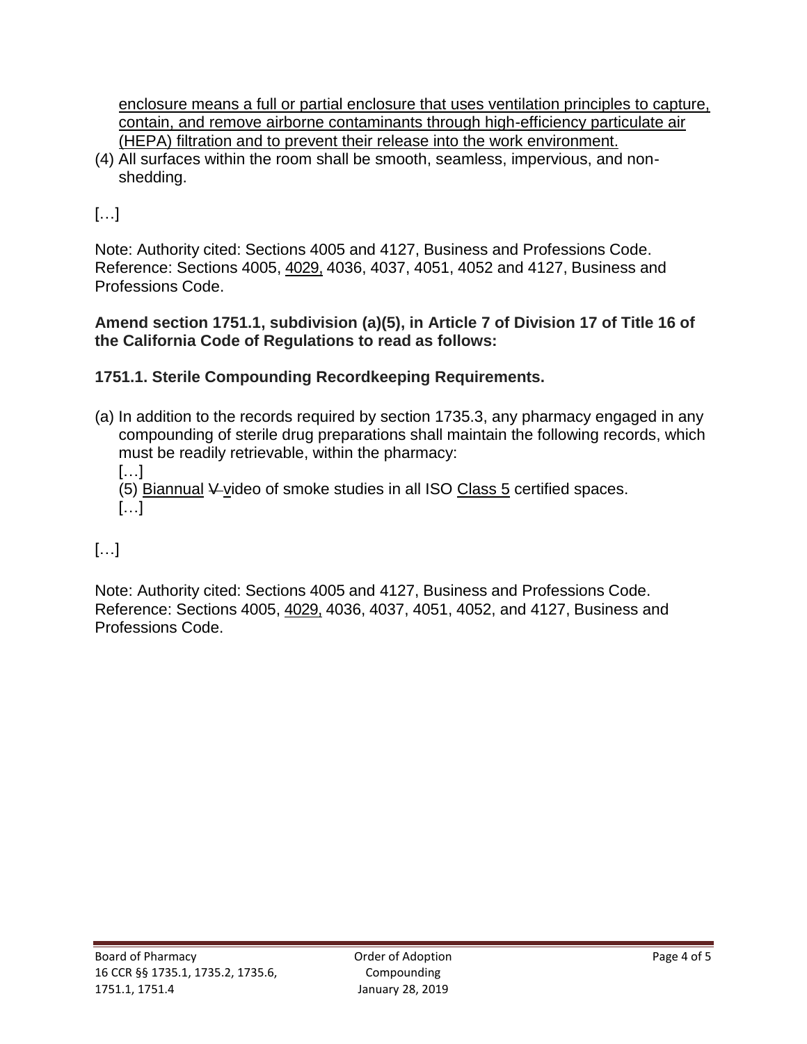<u>enclosure means a full or partial enclosure that uses ventilation principles to capture, contain, and remove airborne contaminants through high-efficiency particulate air (HEPA) filtration and to prevent their release into the work environment.</u>

(4) All surfaces within the room shall be smooth, seamless, impervious, and non-shedding.

[…]

Note: Authority cited: Sections 4005 and 4127, Business and Professions Code. Reference: Sections 4005, <u>4029,</u> 4036, 4037, 4051, 4052 and 4127, Business and Professions Code.

**Amend section 1751.1, subdivision (a)(5), in Article 7 of Division 17 of Title 16 of the California Code of Regulations to read as follows:**

**1751.1. Sterile Compounding Recordkeeping Requirements.**

(a) In addition to the records required by section 1735.3, any pharmacy engaged in any compounding of sterile drug preparations shall maintain the following records, which must be readily retrievable, within the pharmacy:

[…]

(5) <u>Biannual</u> ~~V~~ <u>v</u>ideo of smoke studies in all ISO <u>Class 5</u> certified spaces.

[…]

[…]

Note: Authority cited: Sections 4005 and 4127, Business and Professions Code. Reference: Sections 4005, <u>4029,</u> 4036, 4037, 4051, 4052, and 4127, Business and Professions Code.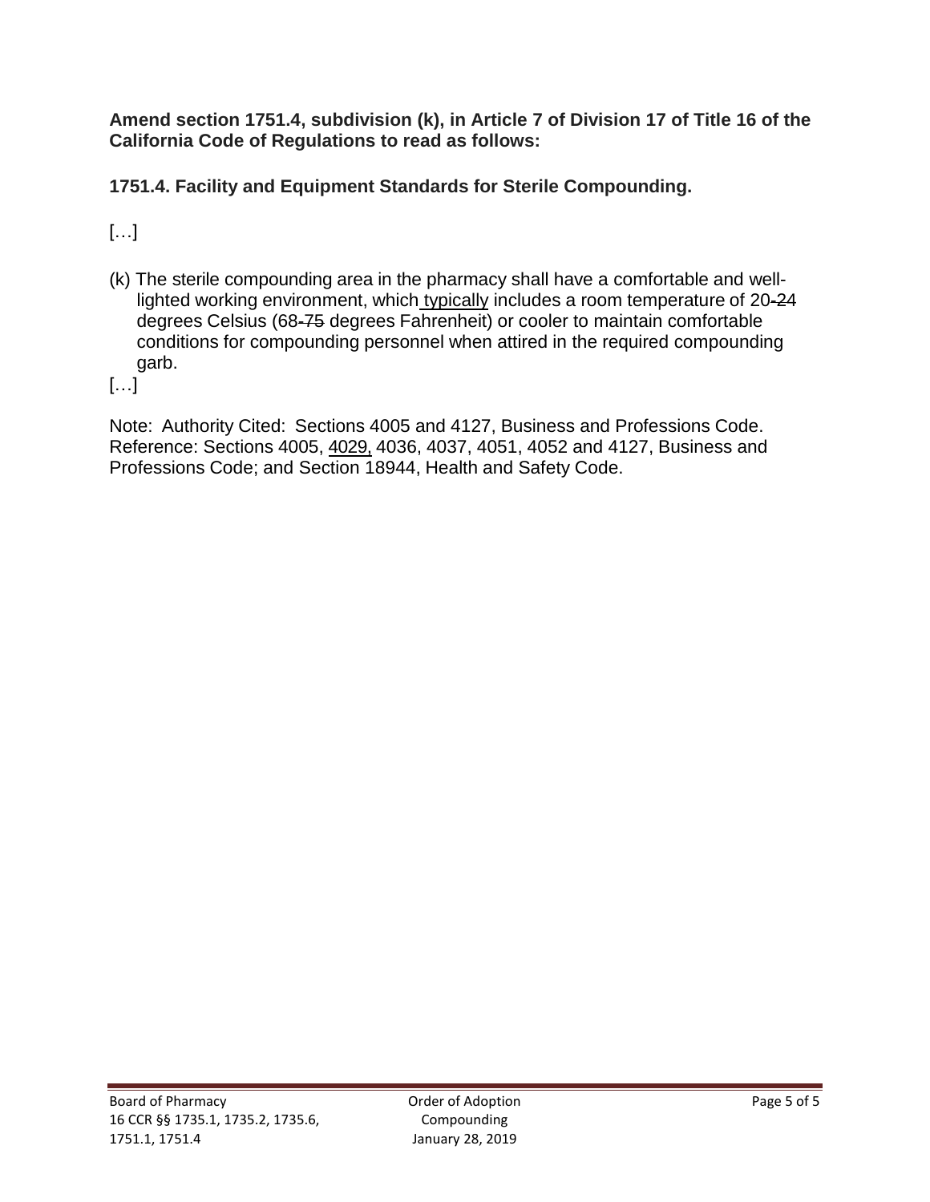**Amend section 1751.4, subdivision (k), in Article 7 of Division 17 of Title 16 of the California Code of Regulations to read as follows:**

**1751.4. Facility and Equipment Standards for Sterile Compounding.**

[…]

(k) The sterile compounding area in the pharmacy shall have a comfortable and well-lighted working environment, which <u>typically</u> includes a room temperature of 20~~-24~~ degrees Celsius (68~~-75~~ degrees Fahrenheit) or cooler to maintain comfortable conditions for compounding personnel when attired in the required compounding garb.

[…]

Note: Authority Cited: Sections 4005 and 4127, Business and Professions Code. Reference: Sections 4005, <u>4029,</u> 4036, 4037, 4051, 4052 and 4127, Business and Professions Code; and Section 18944, Health and Safety Code.